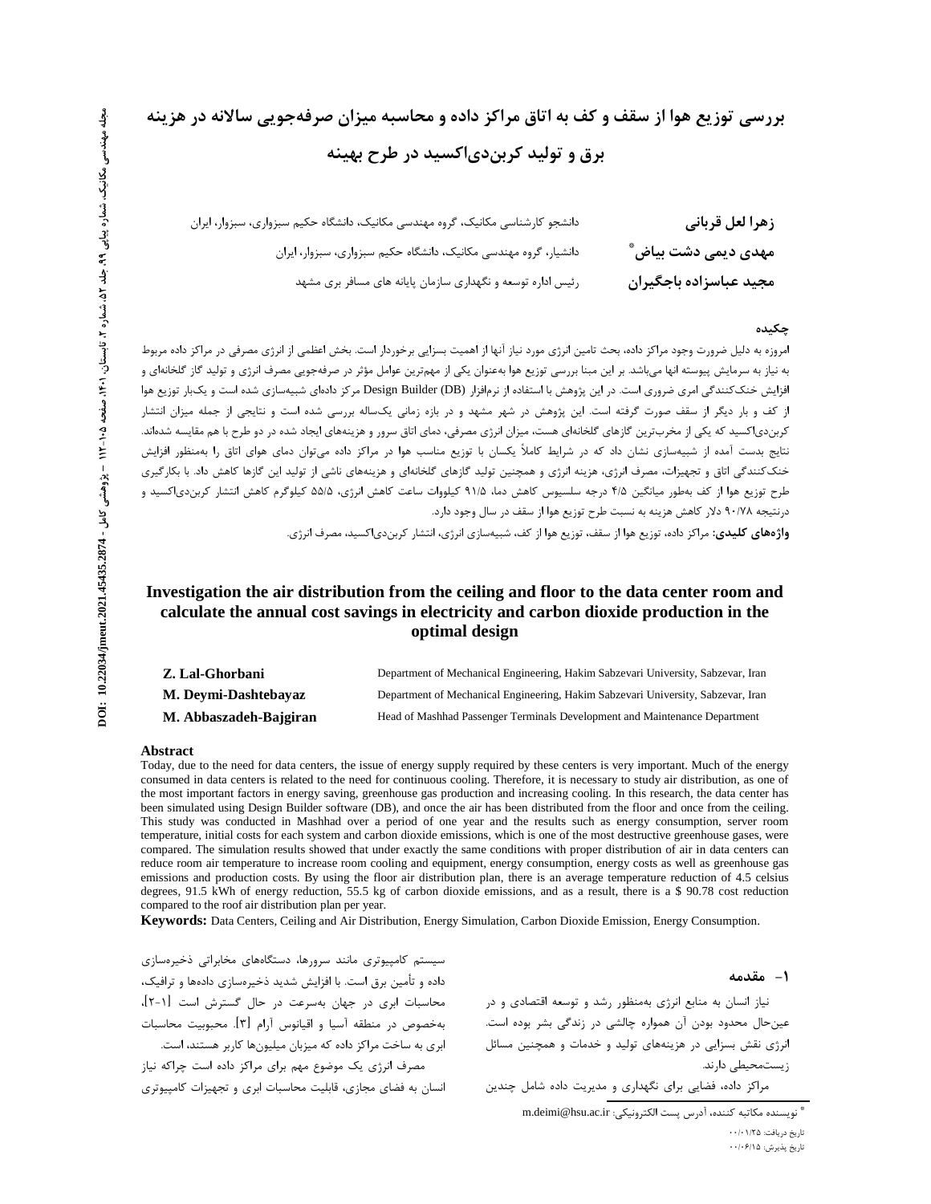# بررسی توزیع هوا از سقف و کف به اتاق مراکز داده و محاسبه میزان صرفه‌جویی سالانه در هزینه برق و تولید کربن‌دی‌اکسید در طرح بهینه

**زهرا لعل قربانی** — دانشجو کارشناسی مکانیک، گروه مهندسی مکانیک، دانشگاه حکیم سبزواری، سبزوار، ایران

**مهدی دیمی دشت بیاض** * — دانشیار، گروه مهندسی مکانیک، دانشگاه حکیم سبزواری، سبزوار، ایران

**مجید عباسزاده باجگیران** — رئیس اداره توسعه و نگهداری سازمان پایانه های مسافر بری مشهد

## چکیده

امروزه به دلیل ضرورت وجود مراکز داده، بحث تامین انرژی مورد نیاز آنها از اهمیت بسزایی برخوردار است. بخش اعظمی از انرژی مصرفی در مراکز داده مربوط به نیاز به سرمایش پیوسته انها می‌باشد. بر این مبنا بررسی توزیع هوا به‌عنوان یکی از مهم‌ترین عوامل مؤثر در صرفه‌جویی مصرف انرژی و تولید گاز گلخانه‌ای و افزایش خنک‌کنندگی امری ضروری است. در این پژوهش با استفاده از نرم‌افزار Design Builder (DB) مرکز داده‌ای شبیه‌سازی شده است و یک‌بار توزیع هوا از کف و بار دیگر از سقف صورت گرفته است. این پژوهش در شهر مشهد و در بازه زمانی یک‌ساله بررسی شده است و نتایجی از جمله میزان انتشار کربن‌دی‌اکسید که یکی از مخرب‌ترین گازهای گلخانه‌ای هست، میزان انرژی مصرفی، دمای اتاق سرور و هزینه‌های ایجاد شده در دو طرح با هم مقایسه شده‌اند. نتایج بدست آمده از شبیه‌سازی نشان داد که در شرایط کاملاً یکسان با توزیع مناسب هوا در مراکز داده می‌توان دمای هوای اتاق را به‌منظور افزایش خنک‌کنندگی اتاق و تجهیزات، مصرف انرژی، هزینه انرژی و همچنین تولید گازهای گلخانه‌ای و هزینه‌های ناشی از تولید این گازها کاهش داد. با بکارگیری طرح توزیع هوا از کف به‌طور میانگین ۴/۵ درجه سلسیوس کاهش دما، ۹۱/۵ کیلووات ساعت کاهش انرژی، ۵۵/۵ کیلوگرم کاهش انتشار کربن‌دی‌اکسید و درنتیجه ۹۰/۷۸ دلار کاهش هزینه به نسبت طرح توزیع هوا از سقف در سال وجود دارد.

**واژه‌های کلیدی:** مراکز داده، توزیع هوا از سقف، توزیع هوا از کف، شبیه‌سازی انرژی، انتشار کربن‌دی‌اکسید، مصرف انرژی.

# Investigation the air distribution from the ceiling and floor to the data center room and calculate the annual cost savings in electricity and carbon dioxide production in the optimal design

**Z. Lal-Ghorbani** — Department of Mechanical Engineering, Hakim Sabzevari University, Sabzevar, Iran

**M. Deymi-Dashtebayaz** — Department of Mechanical Engineering, Hakim Sabzevari University, Sabzevar, Iran

**M. Abbaszadeh-Bajgiran** — Head of Mashhad Passenger Terminals Development and Maintenance Department

## Abstract

Today, due to the need for data centers, the issue of energy supply required by these centers is very important. Much of the energy consumed in data centers is related to the need for continuous cooling. Therefore, it is necessary to study air distribution, as one of the most important factors in energy saving, greenhouse gas production and increasing cooling. In this research, the data center has been simulated using Design Builder software (DB), and once the air has been distributed from the floor and once from the ceiling. This study was conducted in Mashhad over a period of one year and the results such as energy consumption, server room temperature, initial costs for each system and carbon dioxide emissions, which is one of the most destructive greenhouse gases, were compared. The simulation results showed that under exactly the same conditions with proper distribution of air in data centers can reduce room air temperature to increase room cooling and equipment, energy consumption, energy costs as well as greenhouse gas emissions and production costs. By using the floor air distribution plan, there is an average temperature reduction of 4.5 celsius degrees, 91.5 kWh of energy reduction, 55.5 kg of carbon dioxide emissions, and as a result, there is a $ 90.78 cost reduction compared to the roof air distribution plan per year.

**Keywords:** Data Centers, Ceiling and Air Distribution, Energy Simulation, Carbon Dioxide Emission, Energy Consumption.

## ۱- مقدمه

نیاز انسان به منابع انرژی به‌منظور رشد و توسعه اقتصادی و در عین‌حال محدود بودن آن همواره چالشی در زندگی بشر بوده است. انرژی نقش بسزایی در هزینه‌های تولید و خدمات و همچنین مسائل زیست‌محیطی دارند.

مراکز داده، فضایی برای نگهداری و مدیریت داده شامل چندین سیستم کامپیوتری مانند سرورها، دستگاه‌های مخابراتی ذخیره‌سازی داده و تأمین برق است. با افزایش شدید ذخیره‌سازی داده‌ها و ترافیک، محاسبات ابری در جهان به‌سرعت در حال گسترش است [۱-۲]، به‌خصوص در منطقه آسیا و اقیانوس آرام [۳]. محبوبیت محاسبات ابری به ساخت مراکز داده که میزبان میلیون‌ها کاربر هستند، است.

مصرف انرژی یک موضوع مهم برای مراکز داده است چراکه نیاز انسان به فضای مجازی، قابلیت محاسبات ابری و تجهیزات کامپیوتری

---

* نویسنده مکاتبه کننده، آدرس پست الکترونیکی: m.deimi@hsu.ac.ir

تاریخ دریافت: ۰۰/۰۱/۲۵

تاریخ پذیرش: ۰۰/۰۶/۱۵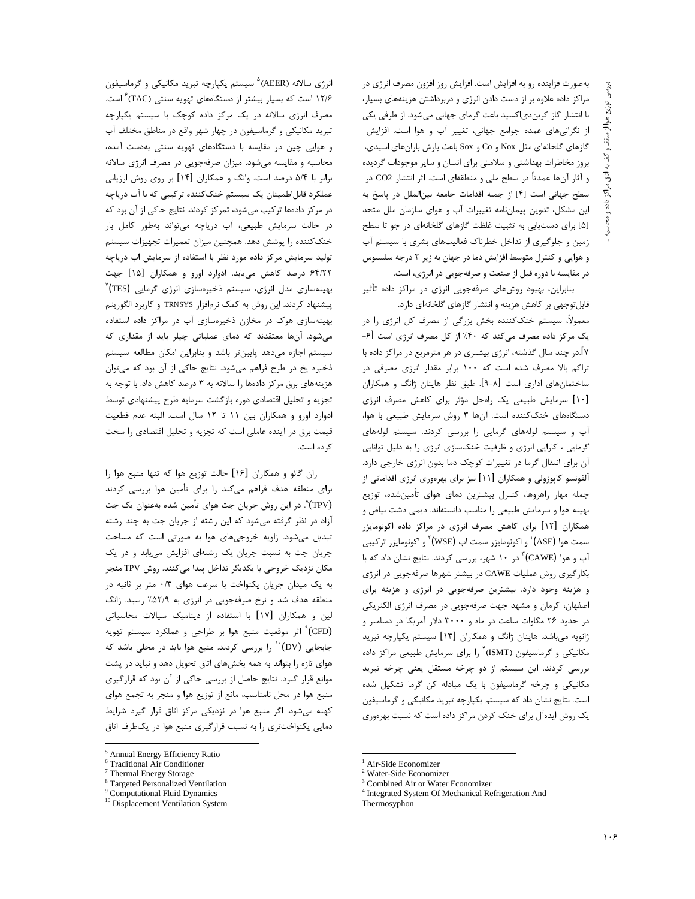به‌صورت فزاینده رو به افزایش است. افزایش روز افزون مصرف انرژی در مراکز داده علاوه بر از دست دادن انرژی و دربرداشتن هزینه‌های بسیار، با انتشار گاز کربن‌دی‌اکسید باعث گرمای جهانی می‌شود. از طرفی یکی از نگرانی‌های عمده جوامع جهانی، تغییر آب و هوا است. افزایش گازهای گلخانه‌ای مثل Nox و Co و Sox باعث بارش باران‌های اسیدی، بروز مخاطرات بهداشتی و سلامتی برای انسان و سایر موجودات گردیده و آثار آن‌ها عمدتاً در سطح ملی و منطقه‌ای است. اثر انتشار $CO_2$ در سطح جهانی است [۴] از جمله اقدامات جامعه بین‌الملل در پاسخ به این مشکل، تدوین پیمان‌نامه تغییرات آب و هوای سازمان ملل متحد [۵] برای دست‌یابی به تثبیت غلظت گازهای گلخانه‌ای در جو تا سطح زمین و جلوگیری از تداخل خطرناک فعالیت‌های بشری با سیستم آب و هوایی و کنترل متوسط افزایش دما در جهان به زیر ۲ درجه سلسیوس در مقایسه با دوره قبل از صنعت و صرفه‌جویی در انرژی، است.

بنابراین، بهبود روش‌های صرفه‌جویی انرژی در مراکز داده تأثیر قابل‌توجهی بر کاهش هزینه و انتشار گازهای گلخانه‌ای دارد.

معمولاً، سیستم خنک‌کننده بخش بزرگی از مصرف کل انرژی را در یک مرکز داده مصرف می‌کند که ۴۰٪ از کل مصرف انرژی است [۶-۷].در چند سال گذشته، انرژی بیشتری در هر مترمربع در مراکز داده با تراکم بالا مصرف شده است که ۱۰۰ برابر مقدار انرژی مصرفی در ساختمان‌های اداری است [۸-۹]. طبق نظر هاینان ژانگ و همکاران [۱۰] سرمایش طبیعی یک راه‌حل مؤثر برای کاهش مصرف انرژی دستگاه‌های خنک‌کننده است. آن‌ها ۳ روش سرمایش طبیعی با هوا، آب و سیستم لوله‌های گرمایی را بررسی کردند. سیستم لوله‌های گرمایی ، کارایی انرژی و ظرفیت خنک‌سازی انرژی را به دلیل توانایی آن برای انتقال گرما در تغییرات کوچک دما بدون انرژی خارجی دارد. آلفونسو کاپوزولی و همکاران [۱۱] نیز برای بهره‌وری انرژی اقداماتی از جمله مهار راهروها، کنترل بیشترین دمای هوای تأمین‌شده، توزیع بهینه هوا و سرمایش طبیعی را مناسب دانسته‌اند. دیمی دشت بیاض و همکاران [۱۲] برای کاهش مصرف انرژی در مراکز داده اکونومایزر سمت هوا (ASE)[1] و اکونومایزر سمت اب (WSE)[2] و اکونومایزر ترکیبی آب و هوا (CAWE)[3] در ۱۰ شهر، بررسی کردند. نتایج نشان داد که با بکارگیری روش عملیات CAWE در بیشتر شهرها صرفه‌جویی در انرژی و هزینه وجود دارد. بیشترین صرفه‌جویی در انرژی و هزینه برای اصفهان، کرمان و مشهد جهت صرفه‌جویی در مصرف انرژی الکتریکی در حدود ۲۶ مگاوات ساعت در ماه و ۳۰۰۰ دلار آمریکا در دسامبر و ژانویه می‌باشد. هاینان ژانگ و همکاران [۱۳] سیستم یکپارچه تبرید مکانیکی و گرماسیفون (ISMT)[4] را برای سرمایش طبیعی مراکز داده بررسی کردند. این سیستم از دو چرخه مستقل یعنی چرخه تبرید مکانیکی و چرخه گرماسیفون با یک مبادله کن گرما تشکیل شده است. نتایج نشان داد که سیستم یکپارچه تبرید مکانیکی و گرماسیفون یک روش ایده‌آل برای خنک کردن مراکز داده است که نسبت بهره‌وری انرژی سالانه (AEER)[5] سیستم یکپارچه تبرید مکانیکی و گرماسیفون ۱۲/۶ است که بسیار بیشتر از دستگاه‌های تهویه سنتی (TAC)[6] است. مصرف انرژی سالانه در یک مرکز داده کوچک با سیستم یکپارچه تبرید مکانیکی و گرماسیفون در چهار شهر واقع در مناطق مختلف آب و هوایی چین در مقایسه با دستگاه‌های تهویه سنتی به‌دست آمده، محاسبه و مقایسه می‌شود. میزان صرفه‌جویی در مصرف انرژی سالانه برابر با ۵/۴ درصد است. وانگ و همکاران [۱۴] بر روی روش ارزیابی عملکرد قابل‌اطمینان یک سیستم خنک‌کننده ترکیبی که با آب دریاچه در مرکز داده‌ها ترکیب می‌شود، تمرکز کردند. نتایج حاکی از آن بود که در حالت سرمایش طبیعی، آب دریاچه می‌تواند به‌طور کامل بار خنک‌کننده را پوشش دهد. همچنین میزان تعمیرات تجهیزات سیستم تولید سرمایش مرکز داده مورد نظر با استفاده از سرمایش اب دریاچه ۶۴/۲۲ درصد کاهش می‌یابد. ادوارد اورو و همکاران [۱۵] جهت بهینه‌سازی مدل انرژی، سیستم ذخیره‌سازی انرژی گرمایی (TES)[7] پیشنهاد کردند. این روش به کمک نرم‌افزار TRNSYS و کاربرد الگوریتم بهینه‌سازی هوک در مخازن ذخیره‌سازی آب در مراکز داده استفاده می‌شود. آن‌ها معتقدند که دمای عملیاتی چیلر باید از مقداری که سیستم اجازه می‌دهد پایین‌تر باشد و بنابراین امکان مطالعه سیستم ذخیره یخ در طرح فراهم می‌شود. نتایج حاکی از آن بود که می‌توان هزینه‌های برق مرکز داده‌ها را سالانه به ۳ درصد کاهش داد. با توجه به تجزیه و تحلیل اقتصادی دوره بازگشت سرمایه طرح پیشنهادی توسط ادوارد اورو و همکاران بین ۱۱ تا ۱۲ سال است. البته عدم قطعیت قیمت برق در آینده عاملی است که تجزیه و تحلیل اقتصادی را سخت کرده است.

ران گائو و همکاران [۱۶] حالت توزیع هوا که تنها منبع هوا را برای منطقه هدف فراهم می‌کند را برای تأمین هوا بررسی کردند (TPV)[8]. در این روش جریان جت هوای تأمین شده به‌عنوان یک جت آزاد در نظر گرفته می‌شود که این رشته از جریان جت به چند رشته تبدیل می‌شود. زاویه خروجی‌های هوا به صورتی است که مساحت جریان جت به نسبت جریان یک رشته‌ای افزایش می‌یابد و در یک مکان نزدیک خروجی با یکدیگر تداخل پیدا می‌کنند. روش TPV منجر به یک میدان جریان یکنواخت با سرعت هوای ۰/۳ متر بر ثانیه در منطقه هدف شد و نرخ صرفه‌جویی در انرژی به ۵۲/۹٪ رسید. ژانگ لین و همکاران [۱۷] با استفاده از دینامیک سیالات محاسباتی (CFD)[9] اثر موقعیت منبع هوا بر طراحی و عملکرد سیستم تهویه جابجایی (DV)[10] را بررسی کردند. منبع هوا باید در محلی باشد که هوای تازه را بتواند به همه بخش‌های اتاق تحویل دهد و نباید در پشت موانع قرار گیرد. نتایج حاصل از بررسی حاکی از آن بود که قرارگیری منبع هوا در محل نامناسب، مانع از توزیع هوا و منجر به تجمع هوای کهنه می‌شود. اگر منبع هوا در نزدیکی مرکز اتاق قرار گیرد شرایط دمایی یکنواخت‌تری را به نسبت قرارگیری منبع هوا در یک‌طرف اتاق

---

[1] Air-Side Economizer
[2] Water-Side Economizer
[3] Combined Air or Water Economizer
[4] Integrated System Of Mechanical Refrigeration And Thermosyphon
[5] Annual Energy Efficiency Ratio
[6] Traditional Air Conditioner
[7] Thermal Energy Storage
[8] Targeted Personalized Ventilation
[9] Computational Fluid Dynamics
[10] Displacement Ventilation System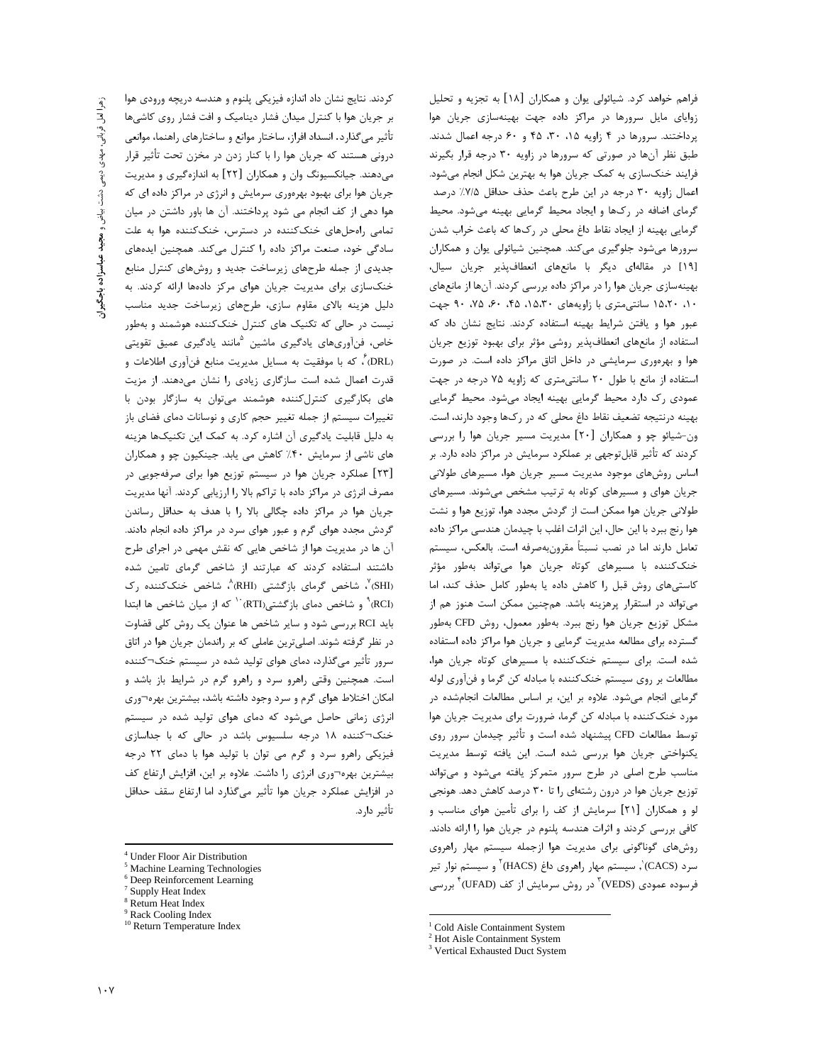فراهم خواهد کرد. شیائولی یوان و همکاران [۱۸] به تجزیه و تحلیل زوایای مایل سرورها در مراکز داده جهت بهینه‌سازی جریان هوا پرداختند. سرورها در ۴ زاویه ۱۵، ۳۰، ۴۵ و ۶۰ درجه اعمال شدند. طبق نظر آن‌ها در صورتی که سرورها در زاویه ۳۰ درجه قرار بگیرند فرایند خنک‌سازی به کمک جریان هوا به بهترین شکل انجام می‌شود. اعمال زاویه ۳۰ درجه در این طرح باعث حذف حداقل ۷/۵٪ درصد گرمای اضافه در رک‌ها و ایجاد محیط گرمایی بهینه می‌شود. محیط گرمایی بهینه از ایجاد نقاط داغ محلی در رک‌ها که باعث خراب شدن سرورها می‌شود جلوگیری می‌کند. همچنین شیائولی یوان و همکاران [۱۹] در مقاله‌ای دیگر با مانع‌های انعطاف‌پذیر جریان سیال، بهینه‌سازی جریان هوا را در مراکز داده بررسی کردند. آن‌ها از مانع‌های ۱۰، ۱۵،۲۰ سانتی‌متری با زاویه‌های ۱۵،۳۰، ۴۵، ۶۰، ۷۵، ۹۰ جهت عبور هوا و یافتن شرایط بهینه استفاده کردند. نتایج نشان داد که استفاده از مانع‌های انعطاف‌پذیر روشی مؤثر برای بهبود توزیع جریان هوا و بهره‌وری سرمایشی در داخل اتاق مراکز داده است. در صورت استفاده از مانع با طول ۲۰ سانتی‌متری که زاویه ۷۵ درجه در جهت عمودی رک دارد محیط گرمایی بهینه ایجاد می‌شود. محیط گرمایی بهینه درنتیجه تضعیف نقاط داغ محلی که در رک‌ها وجود دارند، است. ون-شیائو چو و همکاران [۲۰] مدیریت مسیر جریان هوا را بررسی کردند که تأثیر قابل‌توجهی بر عملکرد سرمایش در مراکز داده دارد. بر اساس روش‌های موجود مدیریت مسیر جریان هوا، مسیرهای طولانی جریان هوای و مسیرهای کوتاه به ترتیب مشخص می‌شوند. مسیرهای طولانی جریان هوا ممکن است از گردش مجدد هوا، توزیع هوا و نشت هوا رنج ببرد با این حال، این اثرات اغلب با چیدمان هندسی مراکز داده تعامل دارند اما در نصب نسبتاً مقرون‌به‌صرفه است. بالعکس، سیستم خنک‌کننده با مسیرهای کوتاه جریان هوا می‌تواند به‌طور مؤثر کاستی‌های روش قبل را کاهش داده یا به‌طور کامل حذف کند، اما می‌تواند در استقرار پرهزینه باشد. هم‌چنین ممکن است هنوز هم از مشکل توزیع جریان هوا رنج ببرد. به‌طور معمول، روش CFD به‌طور گسترده برای مطالعه مدیریت گرمایی و جریان هوا مراکز داده استفاده شده است. برای سیستم خنک‌کننده با مسیرهای کوتاه جریان هوا، مطالعات بر روی سیستم خنک‌کننده با مبادله کن گرما و فن‌آوری لوله گرمایی انجام می‌شود. علاوه بر این، بر اساس مطالعات انجام‌شده در مورد خنک‌کننده با مبادله کن گرما، ضرورت برای مدیریت جریان هوا توسط مطالعات CFD پیشنهاد شده است و تأثیر چیدمان سرور روی یکنواختی جریان هوا بررسی شده است. این یافته توسط مدیریت مناسب طرح اصلی در طرح سرور متمرکز یافته می‌شود و می‌تواند توزیع جریان هوا در درون رشته‌ای را تا ۳۰ درصد کاهش دهد. هونجی لو و همکاران [۲۱] سرمایش از کف را برای تأمین هوای مناسب و کافی بررسی کردند و اثرات هندسه پلنوم در جریان هوا را ارائه دادند. روش‌های گوناگونی برای مدیریت هوا ازجمله سیستم مهار راهروی سرد (CACS)[1]، سیستم مهار راهروی داغ (HACS)[2] و سیستم نوار تیر فرسوده عمودی (VEDS)[3] در روش سرمایش از کف (UFAD)[4] بررسی کردند. نتایج نشان داد اندازه فیزیکی پلنوم و هندسه دریچه ورودی هوا بر جریان هوا با کنترل میدان فشار دینامیک و افت فشار روی کاشی‌ها تأثیر می‌گذارد. انسداد افزار، ساختار موانع و ساختارهای راهنما، موانعی درونی هستند که جریان هوا را با کنار زدن در مخزن تحت تأثیر قرار می‌دهند. جیانکسیونگ وان و همکاران [۲۲] به اندازه‌گیری و مدیریت جریان هوا برای بهبود بهره‌وری سرمایش و انرژی در مراکز داده ای که هوا دهی از کف انجام می شود پرداختند. آن ها باور داشتن در میان تمامی راه‌حل‌های خنک‌کننده در دسترس، خنک‌کننده هوا به علت سادگی خود، صنعت مراکز داده را کنترل می‌کند. همچنین ایده‌های جدیدی از جمله طرح‌های زیرساخت جدید و روش‌های کنترل منابع خنک‌سازی برای مدیریت جریان هوای مرکز داده‌ها ارائه کردند. به دلیل هزینه بالای مقاوم سازی، طرح‌های زیرساخت جدید مناسب نیست در حالی که تکنیک های کنترل خنک‌کننده هوشمند و به‌طور خاص، فن‌آوری‌های یادگیری ماشین[5] مانند یادگیری عمیق تقویتی (DRL)[6]، که با موفقیت به مسایل مدیریت منابع فن‌آوری اطلاعات و قدرت اعمال شده است سازگاری زیادی را نشان می‌دهند. از مزیت های بکارگیری کنترل‌کننده هوشمند می‌توان به سازگار بودن با تغییرات سیستم از جمله تغییر حجم کاری و نوسانات دمای فضای باز به دلیل قابلیت یادگیری آن اشاره کرد. به کمک این تکنیک‌ها هزینه های ناشی از سرمایش ۴۰٪ کاهش می یابد. جینکیون چو و همکاران [۲۳] عملکرد جریان هوا در سیستم توزیع هوا برای صرفه‌جویی در مصرف انرژی در مراکز داده با تراکم بالا را ارزیابی کردند. آنها مدیریت جریان هوا در مراکز داده چگالی بالا را با هدف به حداقل رساندن گردش مجدد هوای گرم و عبور هوای سرد در مراکز داده انجام دادند. آن ها در مدیریت هوا از شاخص هایی که نقش مهمی در اجرای طرح داشتند استفاده کردند که عبارتند از شاخص گرمای تامین شده (SHI)[7]، شاخص گرمای بازگشتی (RHI)[8]، شاخص خنک‌کننده رک (RCI)[9] و شاخص دمای بازگشتی(RTI)[10] که از میان شاخص ها ابتدا باید RCI بررسی شود و سایر شاخص ها عنوان یک روش کلی قضاوت در نظر گرفته شوند. اصلی‌ترین عاملی که بر راندمان جریان هوا در اتاق سرور تأثیر می‌گذارد، دمای هوای تولید شده در سیستم خنک¬کننده است. همچنین وقتی راهرو سرد و راهرو گرم در شرایط باز باشد و امکان اختلاط هوای گرم و سرد وجود داشته باشد، بیشترین بهره¬وری انرژی زمانی حاصل می‌شود که دمای هوای تولید شده در سیستم خنک¬کننده ۱۸ درجه سلسیوس باشد در حالی که با جداسازی فیزیکی راهرو سرد و گرم می توان با تولید هوا با دمای ۲۲ درجه بیشترین بهره¬وری انرژی را داشت. علاوه بر این، افزایش ارتفاع کف در افزایش عملکرد جریان هوا تأثیر می‌گذارد اما ارتفاع سقف حداقل تأثیر دارد.

---

[1] Cold Aisle Containment System
[2] Hot Aisle Containment System
[3] Vertical Exhausted Duct System
[4] Under Floor Air Distribution
[5] Machine Learning Technologies
[6] Deep Reinforcement Learning
[7] Supply Heat Index
[8] Return Heat Index
[9] Rack Cooling Index
[10] Return Temperature Index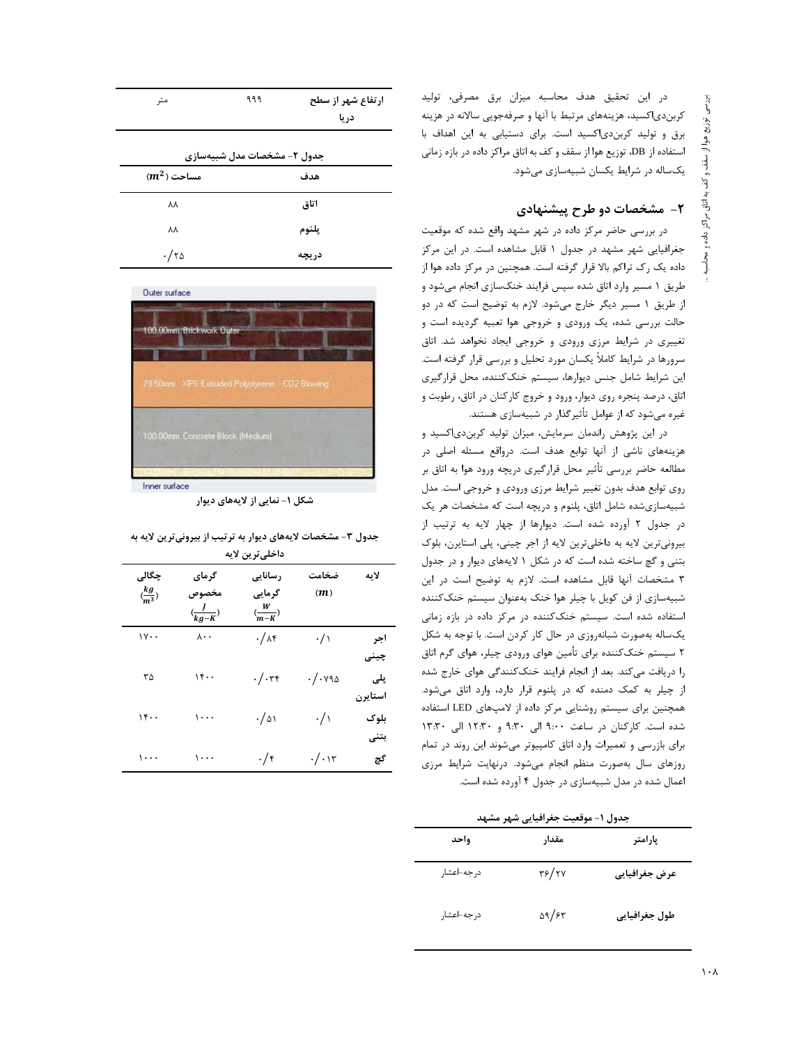در این تحقیق هدف محاسبه میزان برق مصرفی، تولید کربن‌دی‌اکسید، هزینه‌های مرتبط با آنها و صرفه‌جویی سالانه در هزینه برق و تولید کربن‌دی‌اکسید است. برای دستیابی به این اهداف با استفاده از DB، توزیع هوا از سقف و کف به اتاق مراکز داده در بازه زمانی یک‌ساله در شرایط یکسان شبیه‌سازی می‌شود.

## ۲- مشخصات دو طرح پیشنهادی

در بررسی حاضر مرکز داده در شهر مشهد واقع شده که موقعیت جغرافیایی شهر مشهد در جدول ۱ قابل مشاهده است. در این مرکز داده یک رک تراکم بالا قرار گرفته است. همچنین در مرکز داده هوا از طریق ۱ مسیر وارد اتاق شده سپس فرایند خنک‌سازی انجام می‌شود و از طریق ۱ مسیر دیگر خارج می‌شود. لازم به توضیح است که در دو حالت بررسی شده، یک ورودی و خروجی هوا تعبیه گردیده است و تغییری در شرایط مرزی ورودی و خروجی ایجاد نخواهد شد. اتاق سرورها در شرایط کاملاً یکسان مورد تحلیل و بررسی قرار گرفته است. این شرایط شامل جنس دیوارها، سیستم خنک‌کننده، محل قرارگیری اتاق، درصد پنجره روی دیوار، ورود و خروج کارکنان در اتاق، رطوبت و غیره می‌شود که از عوامل تأثیرگذار در شبیه‌سازی هستند.

در این پژوهش راندمان سرمایش، میزان تولید کربن‌دی‌اکسید و هزینه‌های ناشی از آنها توابع هدف است. درواقع مسئله اصلی در مطالعه حاضر بررسی تأثیر محل قرارگیری دریچه ورود هوا به اتاق بر روی توابع هدف بدون تغییر شرایط مرزی ورودی و خروجی است. مدل شبیه‌سازی‌شده شامل اتاق، پلنوم و دریچه است که مشخصات هر یک در جدول ۲ آورده شده است. دیوارها از چهار لایه به ترتیب از بیرونی‌ترین لایه به داخلی‌ترین لایه از اجر چینی، پلی استایرن، بلوک بتنی و گچ ساخته شده است که در شکل ۱ لایه‌های دیوار و در جدول ۳ مشخصات آنها قابل مشاهده است. لازم به توضیح است در این شبیه‌سازی از فن کویل با چیلر هوا خنک به‌عنوان سیستم خنک‌کننده استفاده شده است. سیستم خنک‌کننده در مرکز داده در بازه زمانی یک‌ساله به‌صورت شبانه‌روزی در حال کار کردن است. با توجه به شکل ۲ سیستم خنک‌کننده برای تأمین هوای ورودی چیلر، هوای گرم اتاق را دریافت می‌کند. بعد از انجام فرایند خنک‌کنندگی هوای خارج شده از چیلر به کمک دمنده که در پلنوم قرار دارد، وارد اتاق می‌شود. همچنین برای سیستم روشنایی مرکز داده از لامپ‌های LED استفاده شده است. کارکنان در ساعت ۹:۰۰ الی ۹:۳۰ و ۱۲:۳۰ الی ۱۳:۳۰ برای بازرسی و تعمیرات وارد اتاق کامپیوتر می‌شوند این روند در تمام روزهای سال به‌صورت منظم انجام می‌شود. درنهایت شرایط مرزی اعمال شده در مدل شبیه‌سازی در جدول ۴ آورده شده است.

جدول ۱- موقعیت جغرافیایی شهر مشهد

| پارامتر | مقدار | واحد |
|---|---|---|
| عرض جغرافیایی | ۳۶/۲۷ | درجه-اعشار |
| طول جغرافیایی | ۵۹/۶۳ | درجه-اعشار |
| ارتفاع شهر از سطح دریا | ۹۹۹ | متر |

جدول ۲- مشخصات مدل شبیه‌سازی

| هدف | مساحت ($m^2$) |
|---|---|
| اتاق | ۸۸ |
| پلنوم | ۸۸ |
| دریچه | ۰/۲۵ |

Outer surface

100.00mm Brickwork Outer

79.50mm XPS Extruded Polystyrene - CO2 Blowing

100.00mm Concrete Block (Medium)

Inner surface

شکل ۱- نمایی از لایه‌های دیوار

جدول ۳- مشخصات لایه‌های دیوار به ترتیب از بیرونی‌ترین لایه به داخلی‌ترین لایه

| لایه | ضخامت ($m$) | رسانایی گرمایی ($\frac{W}{m-K}$) | گرمای مخصوص ($\frac{J}{kg-K}$) | چگالی ($\frac{kg}{m^3}$) |
|---|---|---|---|---|
| اجر چینی | ۰/۱ | ۰/۸۴ | ۸۰۰ | ۱۷۰۰ |
| پلی استایرن | ۰/۰۷۹۵ | ۰/۰۳۴ | ۱۴۰۰ | ۳۵ |
| بلوک بتنی | ۰/۱ | ۰/۵۱ | ۱۰۰۰ | ۱۴۰۰ |
| گچ | ۰/۰۱۳ | ۰/۴ | ۱۰۰۰ | ۱۰۰۰ |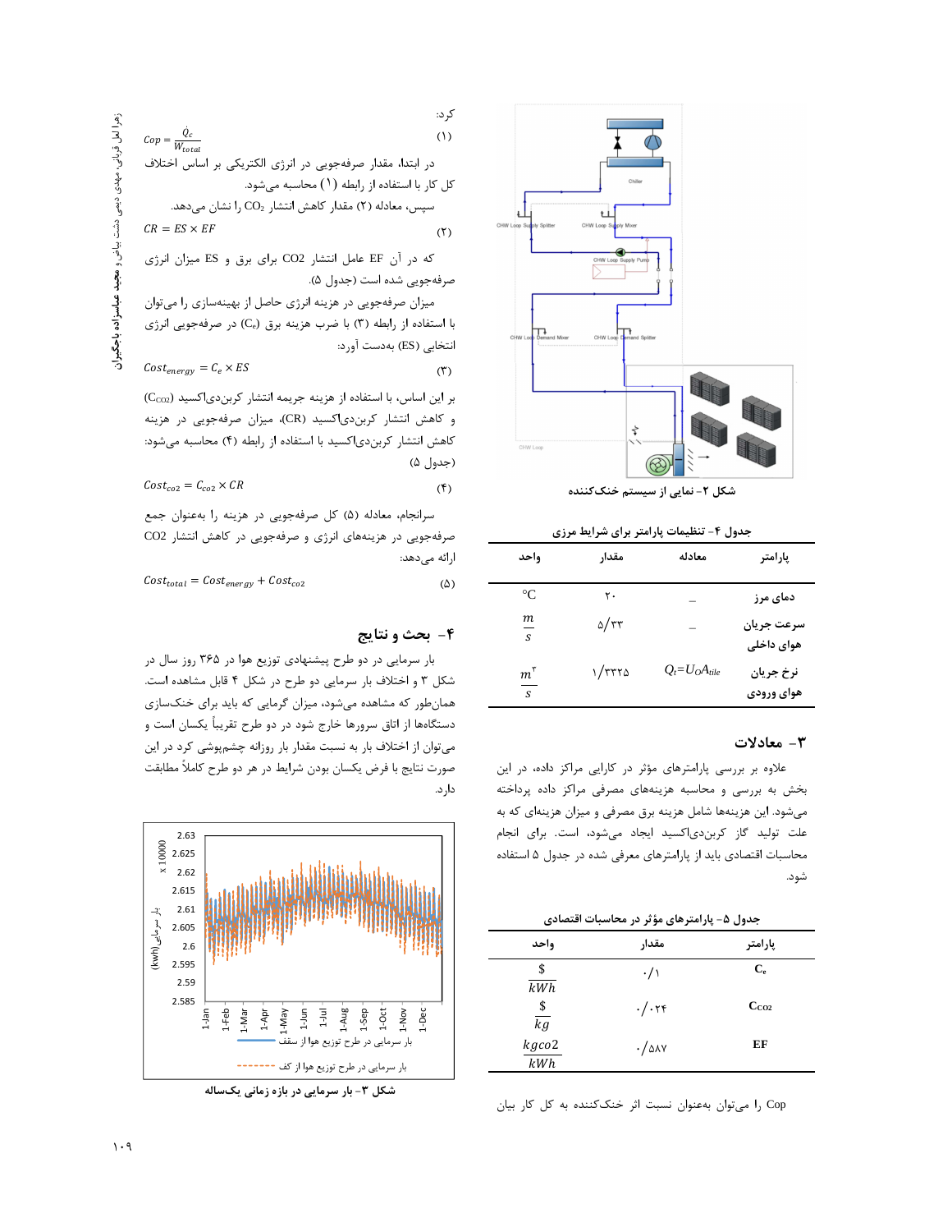شکل ۲- نمایی از سیستم خنک‌کننده

جدول ۴- تنظیمات پارامتر برای شرایط مرزی

| پارامتر | معادله | مقدار | واحد |
|---|---|---|---|
| دمای مرز | _ | ۲۰ | °C |
| سرعت جریان هوای داخلی | _ | ۵/۳۳ | $\frac{m}{s}$ |
| نرخ جریان هوای ورودی | $Q_t=U_O A_{tile}$ | ۱/۳۳۲۵ | $\frac{m^3}{s}$ |

## ۳- معادلات

علاوه بر بررسی پارامترهای مؤثر در کارایی مراکز داده، در این بخش به بررسی و محاسبه هزینه‌های مصرفی مراکز داده پرداخته می‌شود. این هزینه‌ها شامل هزینه برق مصرفی و میزان هزینه‌ای که به علت تولید گاز کربن‌دی‌اکسید ایجاد می‌شود، است. برای انجام محاسبات اقتصادی باید از پارامترهای معرفی شده در جدول ۵ استفاده شود.

جدول ۵- پارامترهای مؤثر در محاسبات اقتصادی

| پارامتر | مقدار | واحد |
|---|---|---|
| $C_e$ | ۰/۱ | $\frac{\$}{kWh}$ |
| $C_{CO2}$ | ۰/۰۲۴ | $\frac{\$}{kg}$ |
| EF | ۰/۵۸۷ | $\frac{kgco2}{kWh}$ |

Cop را می‌توان به‌عنوان نسبت اثر خنک‌کننده به کل کار بیان کرد:

$$Cop = \frac{\dot{Q}_c}{W_{total}} \tag{۱}$$

در ابتدا، مقدار صرفه‌جویی در انرژی الکتریکی بر اساس اختلاف کل کار با استفاده از رابطه (۱) محاسبه می‌شود.

سپس، معادله (۲) مقدار کاهش انتشار $CO_2$ را نشان می‌دهد.

$$CR = ES \times EF \tag{۲}$$

که در آن EF عامل انتشار CO2 برای برق و ES میزان انرژی صرفه‌جویی شده است (جدول ۵).

میزان صرفه‌جویی در هزینه انرژی حاصل از بهینه‌سازی را می‌توان با استفاده از رابطه (۳) با ضرب هزینه برق ($C_e$) در صرفه‌جویی انرژی انتخابی (ES) به‌دست آورد:

$$Cost_{energy} = C_e \times ES \tag{۳}$$

بر این اساس، با استفاده از هزینه جریمه انتشار کربن‌دی‌اکسید ($C_{CO2}$) و کاهش انتشار کربن‌دی‌اکسید (CR)، میزان صرفه‌جویی در هزینه کاهش انتشار کربن‌دی‌اکسید با استفاده از رابطه (۴) محاسبه می‌شود: (جدول ۵)

$$Cost_{co2} = C_{co2} \times CR \tag{۴}$$

سرانجام، معادله (۵) کل صرفه‌جویی در هزینه را به‌عنوان جمع صرفه‌جویی در هزینه‌های انرژی و صرفه‌جویی در کاهش انتشار CO2 ارائه می‌دهد:

$$Cost_{total} = Cost_{energy} + Cost_{co2} \tag{۵}$$

## ۴- بحث و نتایج

بار سرمایی در دو طرح پیشنهادی توزیع هوا در ۳۶۵ روز سال در شکل ۳ و اختلاف بار سرمایی دو طرح در شکل ۴ قابل مشاهده است. همان‌طور که مشاهده می‌شود، میزان گرمایی که باید برای خنک‌سازی دستگاه‌ها از اتاق سرورها خارج شود در دو طرح تقریباً یکسان است و می‌توان از اختلاف بار به نسبت مقدار بار روزانه چشم‌پوشی کرد در این صورت نتایج با فرض یکسان بودن شرایط در هر دو طرح کاملاً مطابقت دارد.

شکل ۳- بار سرمایی در بازه زمانی یک‌ساله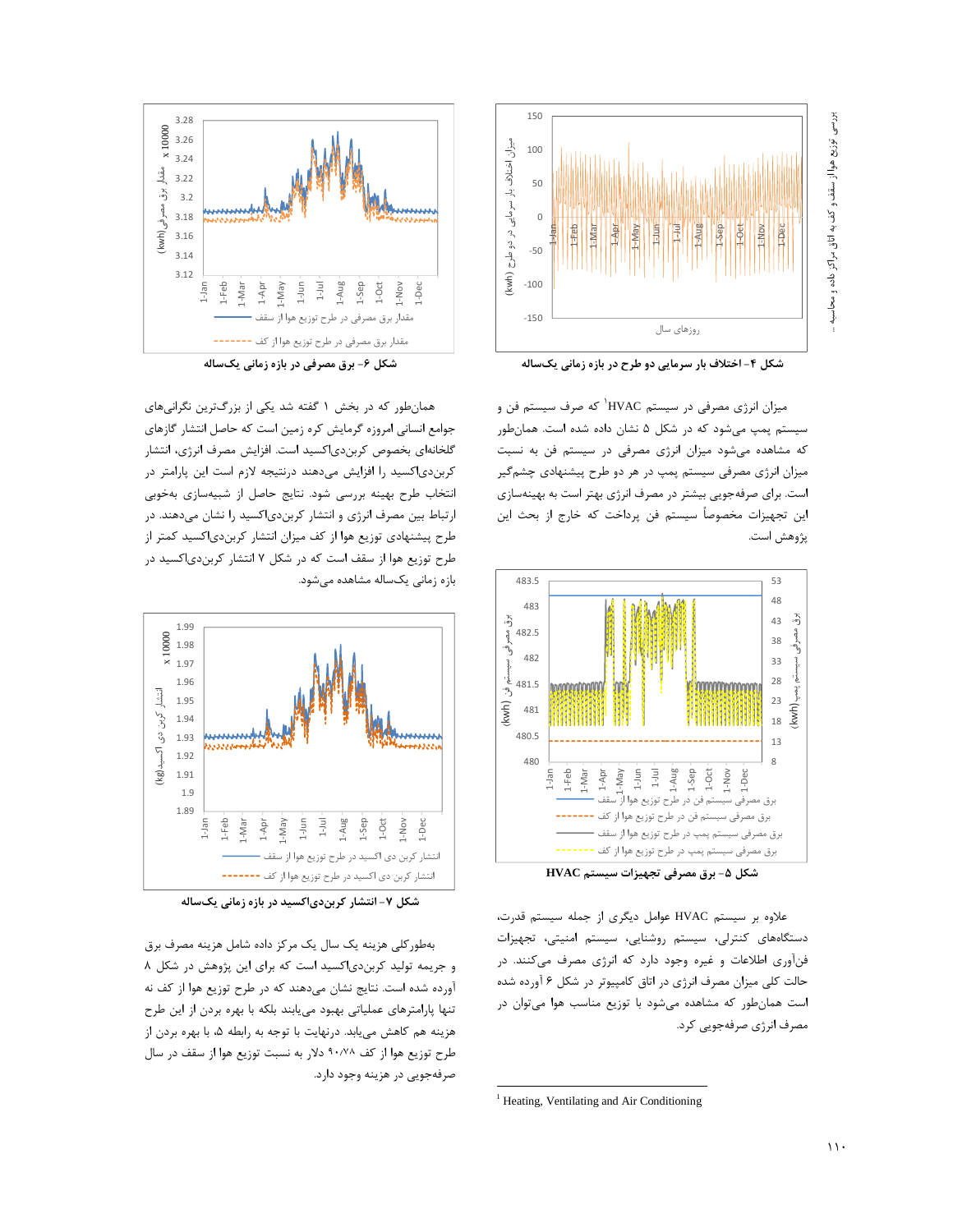شکل ۴- اختلاف بار سرمایی دو طرح در بازه زمانی یک‌ساله

میزان انرژی مصرفی در سیستم HVAC[1] که صرف سیستم فن و سیستم پمپ می‌شود که در شکل ۵ نشان داده شده است. همان‌طور که مشاهده می‌شود میزان انرژی مصرفی در سیستم فن به نسبت میزان انرژی مصرفی سیستم پمپ در هر دو طرح پیشنهادی چشم‌گیر است. برای صرفه‌جویی بیشتر در مصرف انرژی بهتر است به بهینه‌سازی این تجهیزات مخصوصاً سیستم فن پرداخت که خارج از بحث این پژوهش است.

شکل ۵- برق مصرفی تجهیزات سیستم HVAC

علاوه بر سیستم HVAC عوامل دیگری از جمله سیستم قدرت، دستگاه‌های کنترلی، سیستم روشنایی، سیستم امنیتی، تجهیزات فن‌آوری اطلاعات و غیره وجود دارد که انرژی مصرف می‌کنند. در حالت کلی میزان مصرف انرژی در اتاق کامپیوتر در شکل ۶ آورده شده است همان‌طور که مشاهده می‌شود با توزیع مناسب هوا می‌توان در مصرف انرژی صرفه‌جویی کرد.

[1] Heating, Ventilating and Air Conditioning

شکل ۶- برق مصرفی در بازه زمانی یک‌ساله

همان‌طور که در بخش ۱ گفته شد یکی از بزرگ‌ترین نگرانی‌های جوامع انسانی امروزه گرمایش کره زمین است که حاصل انتشار گازهای گلخانه‌ای بخصوص کربن‌دی‌اکسید است. افزایش مصرف انرژی، انتشار کربن‌دی‌اکسید را افزایش می‌دهند درنتیجه لازم است این پارامتر در انتخاب طرح بهینه بررسی شود. نتایج حاصل از شبیه‌سازی به‌خوبی ارتباط بین مصرف انرژی و انتشار کربن‌دی‌اکسید را نشان می‌دهند. در طرح پیشنهادی توزیع هوا از کف میزان انتشار کربن‌دی‌اکسید کمتر از طرح توزیع هوا از سقف است که در شکل ۷ انتشار کربن‌دی‌اکسید در بازه زمانی یک‌ساله مشاهده می‌شود.

شکل ۷- انتشار کربن‌دی‌اکسید در بازه زمانی یک‌ساله

به‌طورکلی هزینه یک سال یک مرکز داده شامل هزینه مصرف برق و جریمه تولید کربن‌دی‌اکسید است که برای این پژوهش در شکل ۸ آورده شده است. نتایج نشان می‌دهند که در طرح توزیع هوا از کف نه تنها پارامترهای عملیاتی بهبود می‌یابند بلکه با بهره بردن از این طرح هزینه هم کاهش می‌یابد. درنهایت با توجه به رابطه ۵، با بهره بردن از طرح توزیع هوا از کف ۹۰/۷۸ دلار به نسبت توزیع هوا از سقف در سال صرفه‌جویی در هزینه وجود دارد.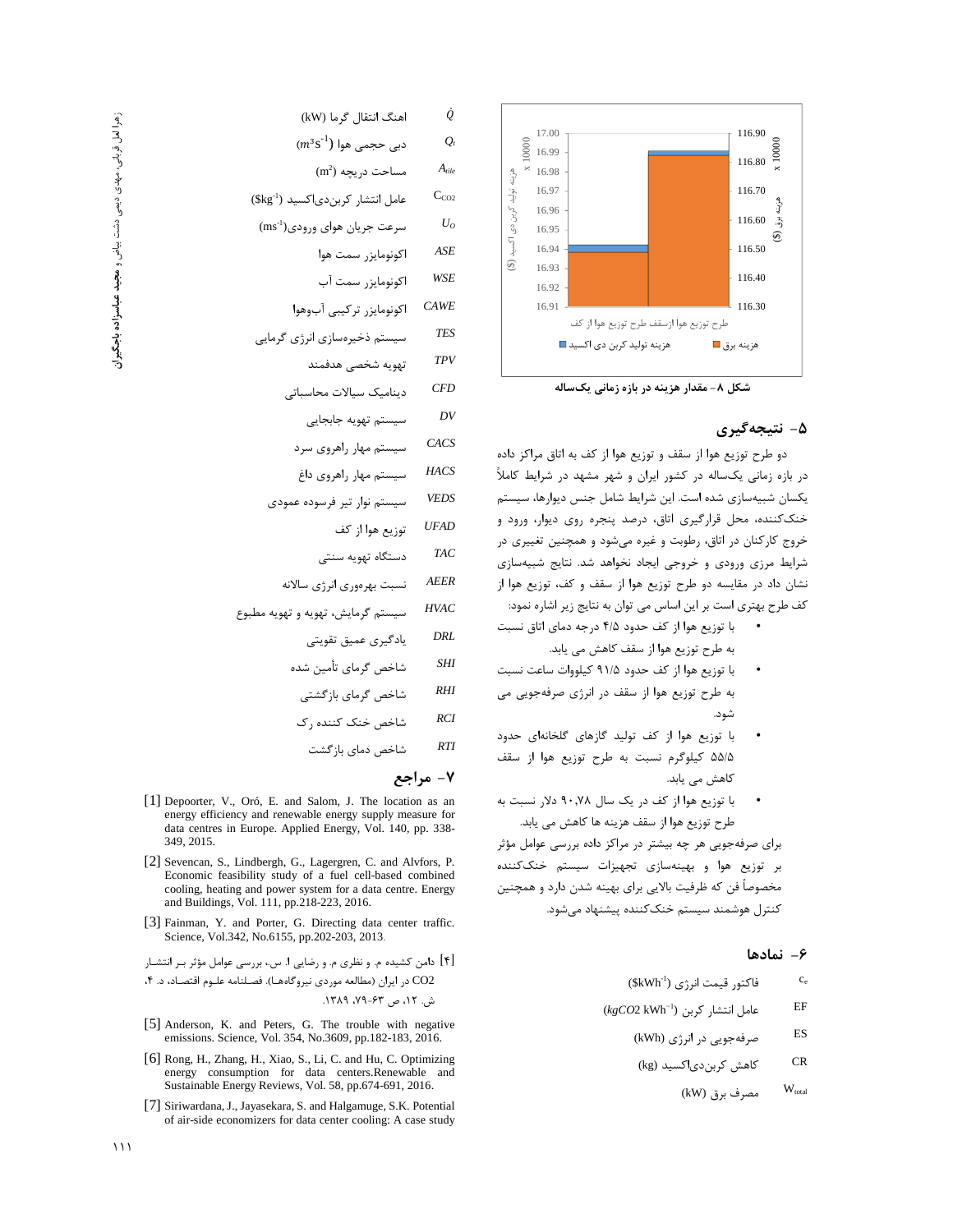شکل ۸- مقدار هزینه در بازه زمانی یک‌ساله

## ۵- نتیجه‌گیری

دو طرح توزیع هوا از سقف و توزیع هوا از کف به اتاق مراکز داده در بازه زمانی یکساله در کشور ایران و شهر مشهد در شرایط کاملاً یکسان شبیه‌سازی شده است. این شرایط شامل جنس دیوارها، سیستم خنک‌کننده، محل قرارگیری اتاق، درصد پنجره روی دیوار، ورود و خروج کارکنان در اتاق، رطوبت و غیره می‌شود و همچنین تغییری در شرایط مرزی ورودی و خروجی ایجاد نخواهد شد. نتایج شبیه‌سازی نشان داد در مقایسه دو طرح توزیع هوا از سقف و کف، توزیع هوا از کف طرح بهتری است بر این اساس می توان به نتایج زیر اشاره نمود:

- با توزیع هوا از کف حدود ۴/۵ درجه دمای اتاق نسبت به طرح توزیع هوا از سقف کاهش می یابد.
- با توزیع هوا از کف حدود ۹۱/۵ کیلووات ساعت نسبت به طرح توزیع هوا از سقف در انرژی صرفه‌جویی می شود.
- با توزیع هوا از کف تولید گازهای گلخانه‌ای حدود ۵۵/۵ کیلوگرم نسبت به طرح توزیع هوا از سقف کاهش می یابد.
- با توزیع هوا از کف در یک سال ۹۰،۷۸ دلار نسبت به طرح توزیع هوا از سقف هزینه ها کاهش می یابد.

برای صرفه‌جویی هر چه بیشتر در مراکز داده بررسی عوامل مؤثر بر توزیع هوا و بهینه‌سازی تجهیزات سیستم خنک‌کننده مخصوصاً فن که ظرفیت بالایی برای بهینه شدن دارد و همچنین کنترل هوشمند سیستم خنک‌کننده پیشنهاد می‌شود.

## ۶- نمادها

| | |
|---|---|
| $c_e$ | فاکتور قیمت انرژی ($\$kWh^{-1}$) |
| EF | عامل انتشار کربن ($kgCO_2\ kWh^{-1}$) |
| ES | صرفه‌جویی در انرژی (kWh) |
| CR | کاهش کربن‌دی‌اکسید (kg) |
| $W_{total}$ | مصرف برق (kW) |
| $\dot{Q}$ | اهنگ انتقال گرما (kW) |
| $Q_t$ | دبی حجمی هوا ($m^3s^{-1}$) |
| $A_{tile}$ | مساحت دریچه ($m^2$) |
| $C_{CO2}$ | عامل انتشار کربن‌دی‌اکسید ($\$kg^{-1}$) |
| $U_O$ | سرعت جریان هوای ورودی($ms^{-1}$) |
| ASE | اکونومایزر سمت هوا |
| WSE | اکونومایزر سمت آب |
| CAWE | اکونومایزر ترکیبی آب‌وهوا |
| TES | سیستم ذخیره‌سازی انرژی گرمایی |
| TPV | تهویه شخصی هدفمند |
| CFD | دینامیک سیالات محاسباتی |
| DV | سیستم تهویه جابجایی |
| CACS | سیستم مهار راهروی سرد |
| HACS | سیستم مهار راهروی داغ |
| VEDS | سیستم نوار تیر فرسوده عمودی |
| UFAD | توزیع هوا از کف |
| TAC | دستگاه تهویه سنتی |
| AEER | نسبت بهره‌وری انرژی سالانه |
| HVAC | سیستم گرمایش، تهویه و تهویه مطبوع |
| DRL | یادگیری عمیق تقویتی |
| SHI | شاخص گرمای تأمین شده |
| RHI | شاخص گرمای بازگشتی |
| RCI | شاخص خنک کننده رک |
| RTI | شاخص دمای بازگشت |

## ۷- مراجع

[1] Depoorter, V., Oró, E. and Salom, J. The location as an energy efficiency and renewable energy supply measure for data centres in Europe. Applied Energy, Vol. 140, pp. 338-349, 2015.

[2] Sevencan, S., Lindbergh, G., Lagergren, C. and Alvfors, P. Economic feasibility study of a fuel cell-based combined cooling, heating and power system for a data centre. Energy and Buildings, Vol. 111, pp.218-223, 2016.

[3] Fainman, Y. and Porter, G. Directing data center traffic. Science, Vol.342, No.6155, pp.202-203, 2013.

[۴] دامن کشیده م. و نظری م. و رضایی ا. س.، بررسی عوامل مؤثر بر انتشار CO2 در ایران (مطالعه موردی نیروگاه‌ها). فصلنامه علوم اقتصاد، د. ۴، ش. ۱۲، ص ۶۳-۷۹، ۱۳۸۹.

[5] Anderson, K. and Peters, G. The trouble with negative emissions. Science, Vol. 354, No.3609, pp.182-183, 2016.

[6] Rong, H., Zhang, H., Xiao, S., Li, C. and Hu, C. Optimizing energy consumption for data centers.Renewable and Sustainable Energy Reviews, Vol. 58, pp.674-691, 2016.

[7] Siriwardana, J., Jayasekara, S. and Halgamuge, S.K. Potential of air-side economizers for data center cooling: A case study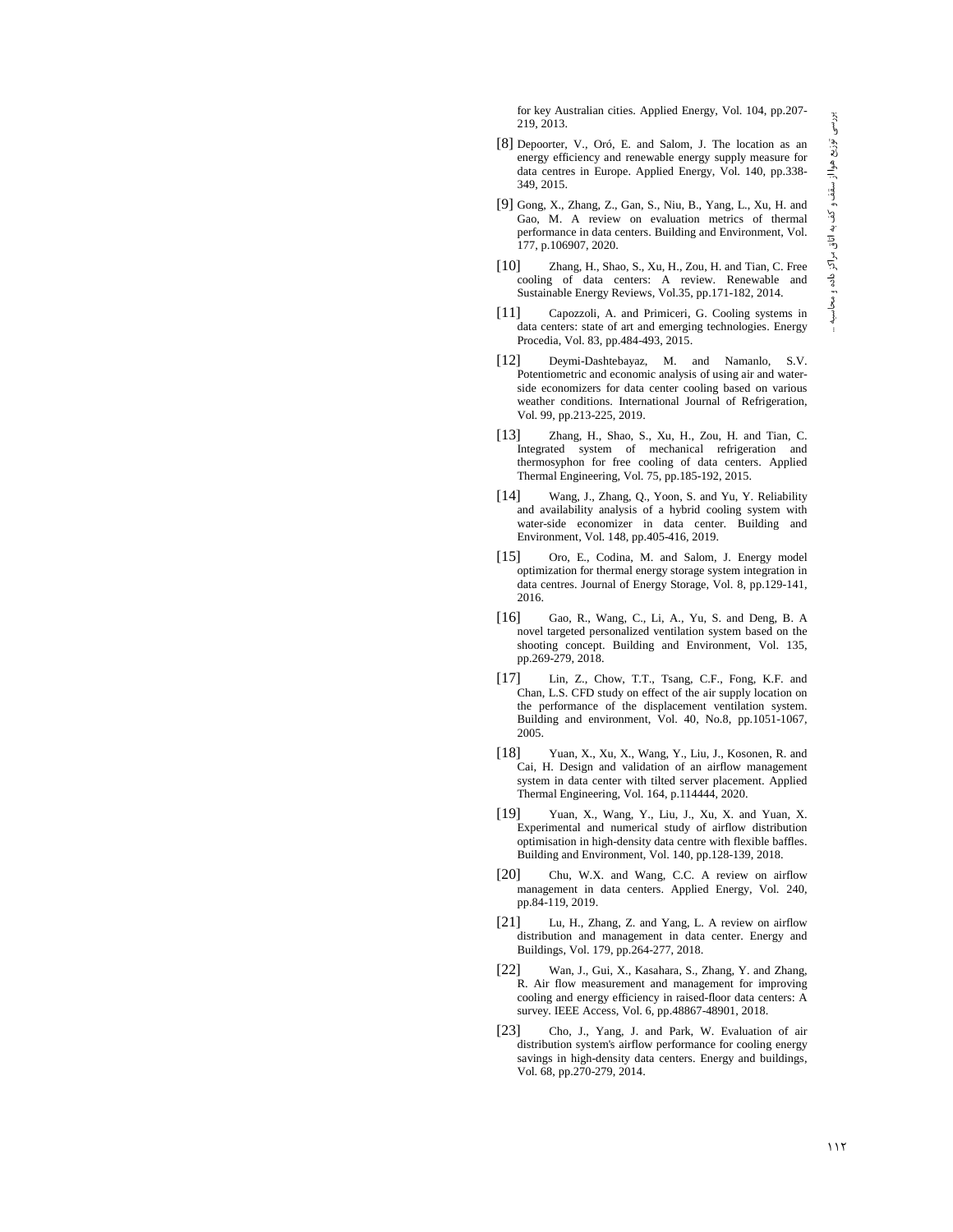for key Australian cities. Applied Energy, Vol. 104, pp.207-219, 2013.

[8] Depoorter, V., Oró, E. and Salom, J. The location as an energy efficiency and renewable energy supply measure for data centres in Europe. Applied Energy, Vol. 140, pp.338-349, 2015.

[9] Gong, X., Zhang, Z., Gan, S., Niu, B., Yang, L., Xu, H. and Gao, M. A review on evaluation metrics of thermal performance in data centers. Building and Environment, Vol. 177, p.106907, 2020.

[10] Zhang, H., Shao, S., Xu, H., Zou, H. and Tian, C. Free cooling of data centers: A review. Renewable and Sustainable Energy Reviews, Vol.35, pp.171-182, 2014.

[11] Capozzoli, A. and Primiceri, G. Cooling systems in data centers: state of art and emerging technologies. Energy Procedia, Vol. 83, pp.484-493, 2015.

[12] Deymi-Dashtebayaz, M. and Namanlo, S.V. Potentiometric and economic analysis of using air and water-side economizers for data center cooling based on various weather conditions. International Journal of Refrigeration, Vol. 99, pp.213-225, 2019.

[13] Zhang, H., Shao, S., Xu, H., Zou, H. and Tian, C. Integrated system of mechanical refrigeration and thermosyphon for free cooling of data centers. Applied Thermal Engineering, Vol. 75, pp.185-192, 2015.

[14] Wang, J., Zhang, Q., Yoon, S. and Yu, Y. Reliability and availability analysis of a hybrid cooling system with water-side economizer in data center. Building and Environment, Vol. 148, pp.405-416, 2019.

[15] Oro, E., Codina, M. and Salom, J. Energy model optimization for thermal energy storage system integration in data centres. Journal of Energy Storage, Vol. 8, pp.129-141, 2016.

[16] Gao, R., Wang, C., Li, A., Yu, S. and Deng, B. A novel targeted personalized ventilation system based on the shooting concept. Building and Environment, Vol. 135, pp.269-279, 2018.

[17] Lin, Z., Chow, T.T., Tsang, C.F., Fong, K.F. and Chan, L.S. CFD study on effect of the air supply location on the performance of the displacement ventilation system. Building and environment, Vol. 40, No.8, pp.1051-1067, 2005.

[18] Yuan, X., Xu, X., Wang, Y., Liu, J., Kosonen, R. and Cai, H. Design and validation of an airflow management system in data center with tilted server placement. Applied Thermal Engineering, Vol. 164, p.114444, 2020.

[19] Yuan, X., Wang, Y., Liu, J., Xu, X. and Yuan, X. Experimental and numerical study of airflow distribution optimisation in high-density data centre with flexible baffles. Building and Environment, Vol. 140, pp.128-139, 2018.

[20] Chu, W.X. and Wang, C.C. A review on airflow management in data centers. Applied Energy, Vol. 240, pp.84-119, 2019.

[21] Lu, H., Zhang, Z. and Yang, L. A review on airflow distribution and management in data center. Energy and Buildings, Vol. 179, pp.264-277, 2018.

[22] Wan, J., Gui, X., Kasahara, S., Zhang, Y. and Zhang, R. Air flow measurement and management for improving cooling and energy efficiency in raised-floor data centers: A survey. IEEE Access, Vol. 6, pp.48867-48901, 2018.

[23] Cho, J., Yang, J. and Park, W. Evaluation of air distribution system's airflow performance for cooling energy savings in high-density data centers. Energy and buildings, Vol. 68, pp.270-279, 2014.